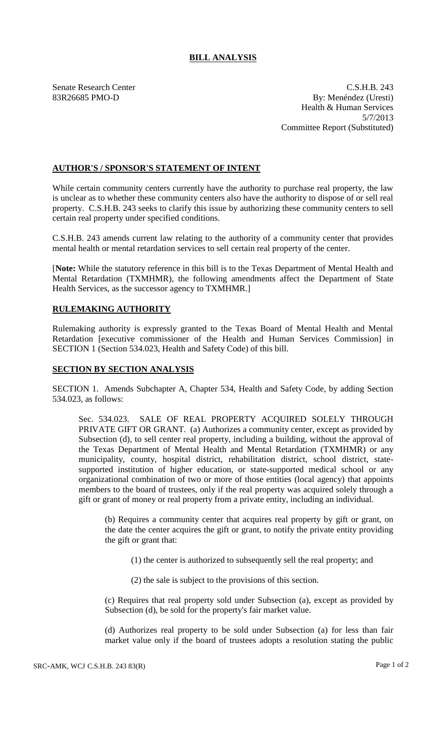# BILL ANALYSIS

Senate Research Center
83R26685 PMO-D

C.S.H.B. 243
By: Menéndez (Uresti)
Health & Human Services
5/7/2013
Committee Report (Substituted)

## AUTHOR'S / SPONSOR'S STATEMENT OF INTENT

While certain community centers currently have the authority to purchase real property, the law is unclear as to whether these community centers also have the authority to dispose of or sell real property. C.S.H.B. 243 seeks to clarify this issue by authorizing these community centers to sell certain real property under specified conditions.

C.S.H.B. 243 amends current law relating to the authority of a community center that provides mental health or mental retardation services to sell certain real property of the center.

[**Note:** While the statutory reference in this bill is to the Texas Department of Mental Health and Mental Retardation (TXMHMR), the following amendments affect the Department of State Health Services, as the successor agency to TXMHMR.]

## RULEMAKING AUTHORITY

Rulemaking authority is expressly granted to the Texas Board of Mental Health and Mental Retardation [executive commissioner of the Health and Human Services Commission] in SECTION 1 (Section 534.023, Health and Safety Code) of this bill.

## SECTION BY SECTION ANALYSIS

SECTION 1. Amends Subchapter A, Chapter 534, Health and Safety Code, by adding Section 534.023, as follows:

Sec. 534.023. SALE OF REAL PROPERTY ACQUIRED SOLELY THROUGH PRIVATE GIFT OR GRANT. (a) Authorizes a community center, except as provided by Subsection (d), to sell center real property, including a building, without the approval of the Texas Department of Mental Health and Mental Retardation (TXMHMR) or any municipality, county, hospital district, rehabilitation district, school district, state-supported institution of higher education, or state-supported medical school or any organizational combination of two or more of those entities (local agency) that appoints members to the board of trustees, only if the real property was acquired solely through a gift or grant of money or real property from a private entity, including an individual.

(b) Requires a community center that acquires real property by gift or grant, on the date the center acquires the gift or grant, to notify the private entity providing the gift or grant that:

(1) the center is authorized to subsequently sell the real property; and

(2) the sale is subject to the provisions of this section.

(c) Requires that real property sold under Subsection (a), except as provided by Subsection (d), be sold for the property's fair market value.

(d) Authorizes real property to be sold under Subsection (a) for less than fair market value only if the board of trustees adopts a resolution stating the public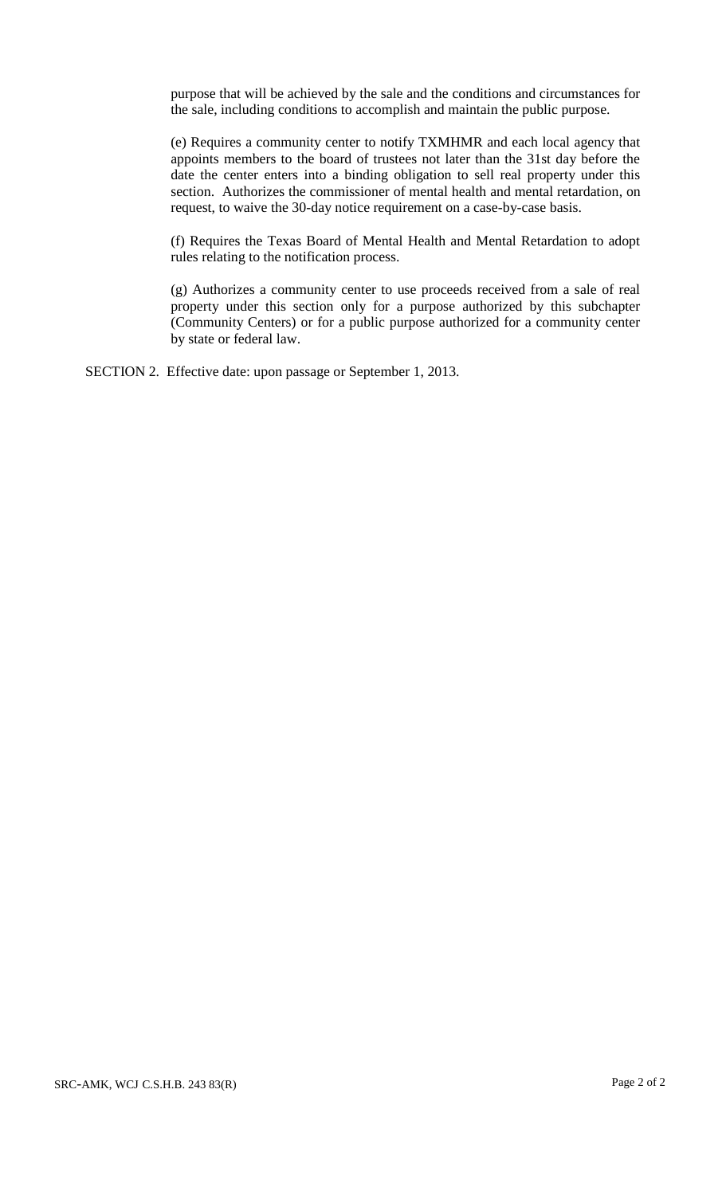purpose that will be achieved by the sale and the conditions and circumstances for the sale, including conditions to accomplish and maintain the public purpose.

(e) Requires a community center to notify TXMHMR and each local agency that appoints members to the board of trustees not later than the 31st day before the date the center enters into a binding obligation to sell real property under this section. Authorizes the commissioner of mental health and mental retardation, on request, to waive the 30-day notice requirement on a case-by-case basis.

(f) Requires the Texas Board of Mental Health and Mental Retardation to adopt rules relating to the notification process.

(g) Authorizes a community center to use proceeds received from a sale of real property under this section only for a purpose authorized by this subchapter (Community Centers) or for a public purpose authorized for a community center by state or federal law.

SECTION 2. Effective date: upon passage or September 1, 2013.

SRC-AMK, WCJ C.S.H.B. 243 83(R)